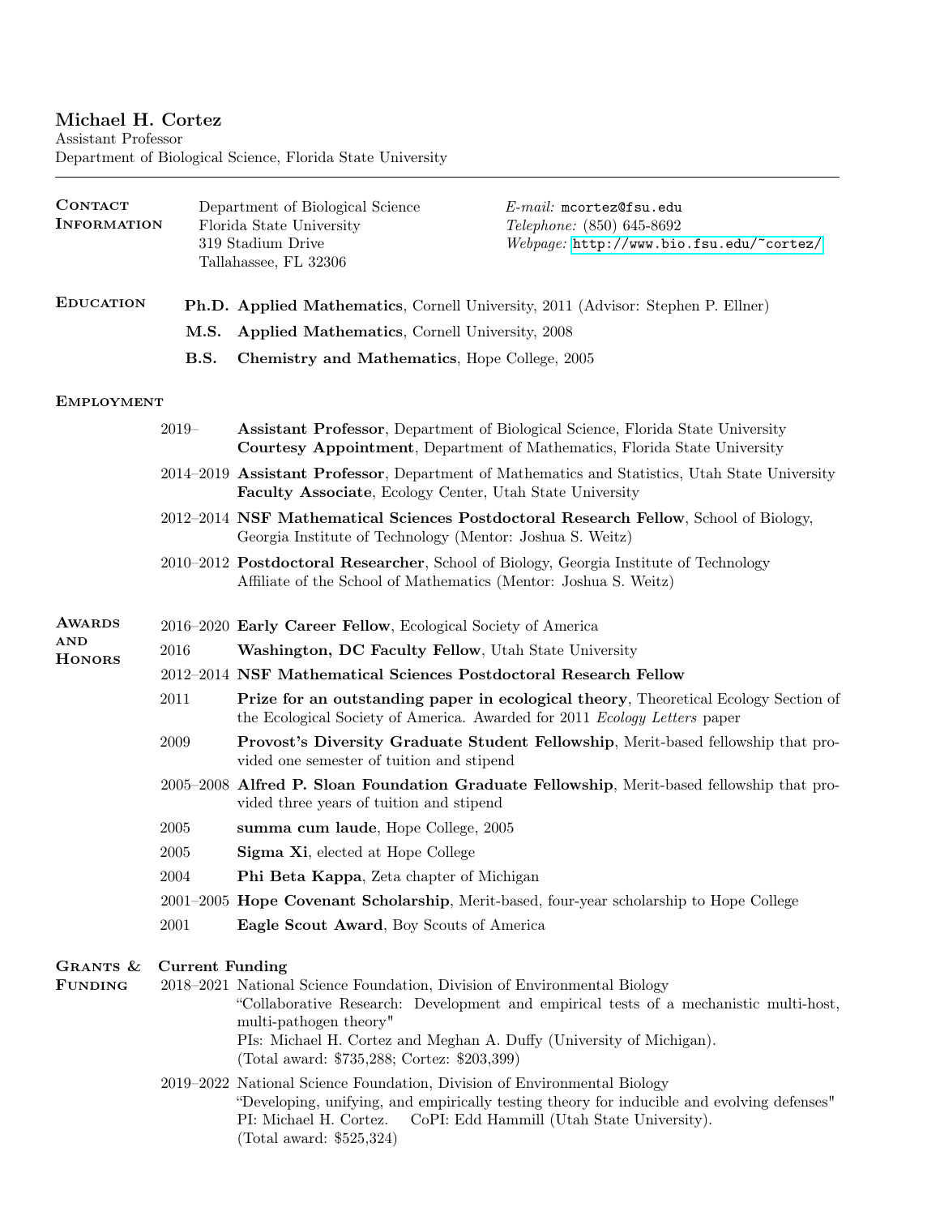# Michael H. Cortez

Assistant Professor
Department of Biological Science, Florida State University

---

## Contact Information

Department of Biological Science
Florida State University
319 Stadium Drive
Tallahassee, FL 32306

*E-mail:* mcortez@fsu.edu
*Telephone:* (850) 645-8692
*Webpage:* http://www.bio.fsu.edu/~cortez/

## Education

**Ph.D.** **Applied Mathematics**, Cornell University, 2011 (Advisor: Stephen P. Ellner)

**M.S.** **Applied Mathematics**, Cornell University, 2008

**B.S.** **Chemistry and Mathematics**, Hope College, 2005

## Employment

2019– **Assistant Professor**, Department of Biological Science, Florida State University
**Courtesy Appointment**, Department of Mathematics, Florida State University

2014–2019 **Assistant Professor**, Department of Mathematics and Statistics, Utah State University
**Faculty Associate**, Ecology Center, Utah State University

2012–2014 **NSF Mathematical Sciences Postdoctoral Research Fellow**, School of Biology, Georgia Institute of Technology (Mentor: Joshua S. Weitz)

2010–2012 **Postdoctoral Researcher**, School of Biology, Georgia Institute of Technology
Affiliate of the School of Mathematics (Mentor: Joshua S. Weitz)

## Awards and Honors

2016–2020 **Early Career Fellow**, Ecological Society of America

2016 **Washington, DC Faculty Fellow**, Utah State University

2012–2014 **NSF Mathematical Sciences Postdoctoral Research Fellow**

2011 **Prize for an outstanding paper in ecological theory**, Theoretical Ecology Section of the Ecological Society of America. Awarded for 2011 *Ecology Letters* paper

2009 **Provost's Diversity Graduate Student Fellowship**, Merit-based fellowship that provided one semester of tuition and stipend

2005–2008 **Alfred P. Sloan Foundation Graduate Fellowship**, Merit-based fellowship that provided three years of tuition and stipend

2005 **summa cum laude**, Hope College, 2005

2005 **Sigma Xi**, elected at Hope College

2004 **Phi Beta Kappa**, Zeta chapter of Michigan

2001–2005 **Hope Covenant Scholarship**, Merit-based, four-year scholarship to Hope College

2001 **Eagle Scout Award**, Boy Scouts of America

## Grants & Funding

### Current Funding

2018–2021 National Science Foundation, Division of Environmental Biology
"Collaborative Research: Development and empirical tests of a mechanistic multi-host, multi-pathogen theory"
PIs: Michael H. Cortez and Meghan A. Duffy (University of Michigan).
(Total award: $735,288; Cortez: $203,399)

2019–2022 National Science Foundation, Division of Environmental Biology
"Developing, unifying, and empirically testing theory for inducible and evolving defenses"
PI: Michael H. Cortez. CoPI: Edd Hammill (Utah State University).
(Total award: $525,324)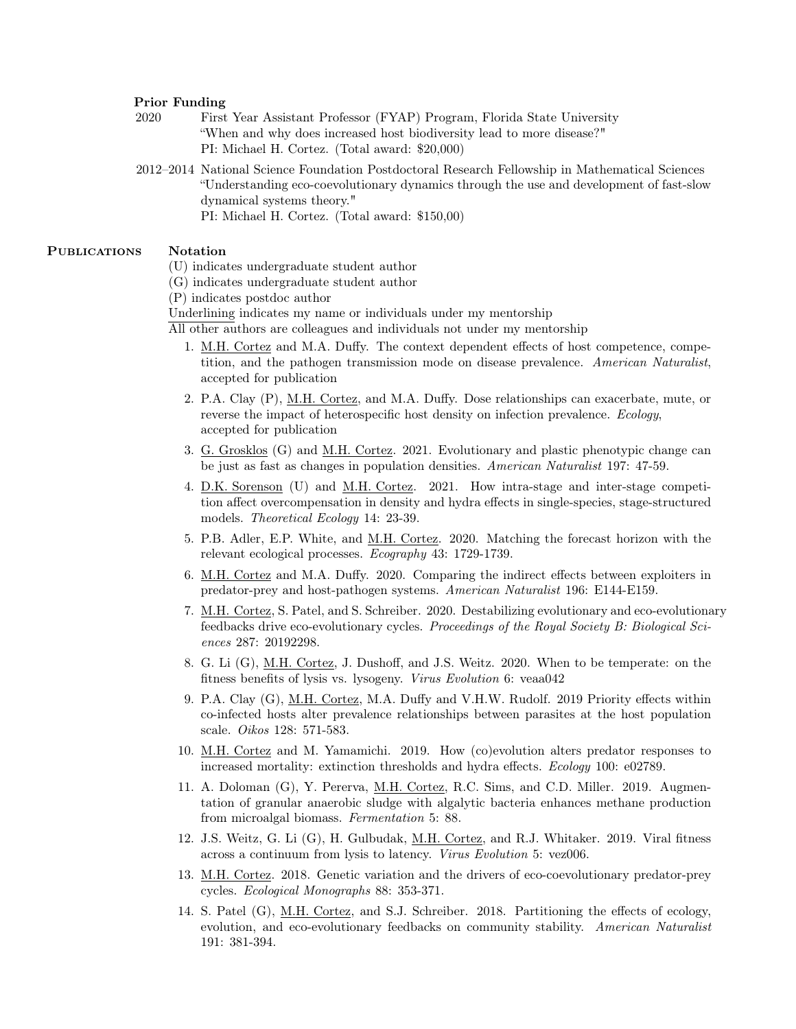### Prior Funding

2020 First Year Assistant Professor (FYAP) Program, Florida State University
"When and why does increased host biodiversity lead to more disease?"
PI: Michael H. Cortez. (Total award: $20,000)

2012–2014 National Science Foundation Postdoctoral Research Fellowship in Mathematical Sciences
"Understanding eco-coevolutionary dynamics through the use and development of fast-slow dynamical systems theory."
PI: Michael H. Cortez. (Total award: $150,00)

## Publications

### Notation

(U) indicates undergraduate student author
(G) indicates undergraduate student author
(P) indicates postdoc author
<u>Underlining</u> indicates my name or individuals under my mentorship
All other authors are colleagues and individuals not under my mentorship

1. <u>M.H. Cortez</u> and M.A. Duffy. The context dependent effects of host competence, competition, and the pathogen transmission mode on disease prevalence. *American Naturalist*, accepted for publication
2. P.A. Clay (P), <u>M.H. Cortez</u>, and M.A. Duffy. Dose relationships can exacerbate, mute, or reverse the impact of heterospecific host density on infection prevalence. *Ecology*, accepted for publication
3. <u>G. Grosklos</u> (G) and <u>M.H. Cortez</u>. 2021. Evolutionary and plastic phenotypic change can be just as fast as changes in population densities. *American Naturalist* 197: 47-59.
4. <u>D.K. Sorenson</u> (U) and <u>M.H. Cortez</u>. 2021. How intra-stage and inter-stage competition affect overcompensation in density and hydra effects in single-species, stage-structured models. *Theoretical Ecology* 14: 23-39.
5. P.B. Adler, E.P. White, and <u>M.H. Cortez</u>. 2020. Matching the forecast horizon with the relevant ecological processes. *Ecography* 43: 1729-1739.
6. <u>M.H. Cortez</u> and M.A. Duffy. 2020. Comparing the indirect effects between exploiters in predator-prey and host-pathogen systems. *American Naturalist* 196: E144-E159.
7. <u>M.H. Cortez</u>, S. Patel, and S. Schreiber. 2020. Destabilizing evolutionary and eco-evolutionary feedbacks drive eco-evolutionary cycles. *Proceedings of the Royal Society B: Biological Sciences* 287: 20192298.
8. G. Li (G), <u>M.H. Cortez</u>, J. Dushoff, and J.S. Weitz. 2020. When to be temperate: on the fitness benefits of lysis vs. lysogeny. *Virus Evolution* 6: veaa042
9. P.A. Clay (G), <u>M.H. Cortez</u>, M.A. Duffy and V.H.W. Rudolf. 2019 Priority effects within co-infected hosts alter prevalence relationships between parasites at the host population scale. *Oikos* 128: 571-583.
10. <u>M.H. Cortez</u> and M. Yamamichi. 2019. How (co)evolution alters predator responses to increased mortality: extinction thresholds and hydra effects. *Ecology* 100: e02789.
11. A. Doloman (G), Y. Pererva, <u>M.H. Cortez</u>, R.C. Sims, and C.D. Miller. 2019. Augmentation of granular anaerobic sludge with algalytic bacteria enhances methane production from microalgal biomass. *Fermentation* 5: 88.
12. J.S. Weitz, G. Li (G), H. Gulbudak, <u>M.H. Cortez</u>, and R.J. Whitaker. 2019. Viral fitness across a continuum from lysis to latency. *Virus Evolution* 5: vez006.
13. <u>M.H. Cortez</u>. 2018. Genetic variation and the drivers of eco-coevolutionary predator-prey cycles. *Ecological Monographs* 88: 353-371.
14. S. Patel (G), <u>M.H. Cortez</u>, and S.J. Schreiber. 2018. Partitioning the effects of ecology, evolution, and eco-evolutionary feedbacks on community stability. *American Naturalist* 191: 381-394.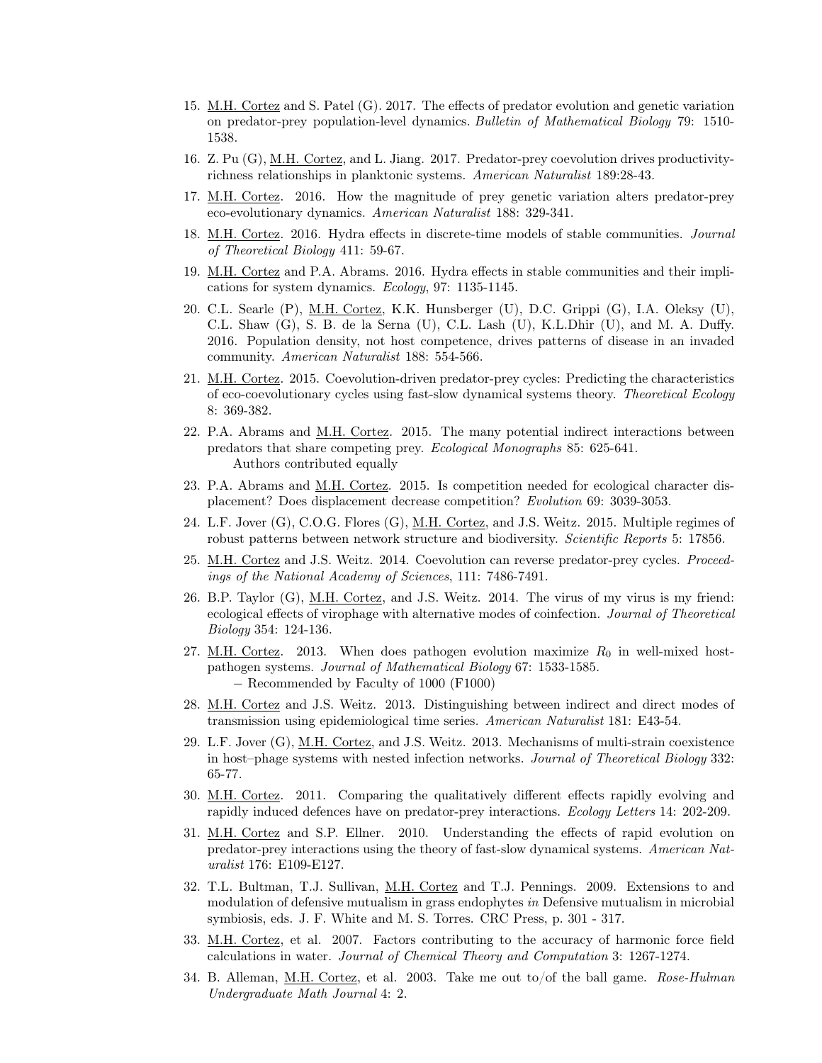15. M.H. Cortez and S. Patel (G). 2017. The effects of predator evolution and genetic variation on predator-prey population-level dynamics. *Bulletin of Mathematical Biology* 79: 1510-1538.
16. Z. Pu (G), M.H. Cortez, and L. Jiang. 2017. Predator-prey coevolution drives productivity-richness relationships in planktonic systems. *American Naturalist* 189:28-43.
17. M.H. Cortez. 2016. How the magnitude of prey genetic variation alters predator-prey eco-evolutionary dynamics. *American Naturalist* 188: 329-341.
18. M.H. Cortez. 2016. Hydra effects in discrete-time models of stable communities. *Journal of Theoretical Biology* 411: 59-67.
19. M.H. Cortez and P.A. Abrams. 2016. Hydra effects in stable communities and their implications for system dynamics. *Ecology*, 97: 1135-1145.
20. C.L. Searle (P), M.H. Cortez, K.K. Hunsberger (U), D.C. Grippi (G), I.A. Oleksy (U), C.L. Shaw (G), S. B. de la Serna (U), C.L. Lash (U), K.L.Dhir (U), and M. A. Duffy. 2016. Population density, not host competence, drives patterns of disease in an invaded community. *American Naturalist* 188: 554-566.
21. M.H. Cortez. 2015. Coevolution-driven predator-prey cycles: Predicting the characteristics of eco-coevolutionary cycles using fast-slow dynamical systems theory. *Theoretical Ecology* 8: 369-382.
22. P.A. Abrams and M.H. Cortez. 2015. The many potential indirect interactions between predators that share competing prey. *Ecological Monographs* 85: 625-641.
    Authors contributed equally
23. P.A. Abrams and M.H. Cortez. 2015. Is competition needed for ecological character displacement? Does displacement decrease competition? *Evolution* 69: 3039-3053.
24. L.F. Jover (G), C.O.G. Flores (G), M.H. Cortez, and J.S. Weitz. 2015. Multiple regimes of robust patterns between network structure and biodiversity. *Scientific Reports* 5: 17856.
25. M.H. Cortez and J.S. Weitz. 2014. Coevolution can reverse predator-prey cycles. *Proceedings of the National Academy of Sciences*, 111: 7486-7491.
26. B.P. Taylor (G), M.H. Cortez, and J.S. Weitz. 2014. The virus of my virus is my friend: ecological effects of virophage with alternative modes of coinfection. *Journal of Theoretical Biology* 354: 124-136.
27. M.H. Cortez. 2013. When does pathogen evolution maximize $R_0$ in well-mixed host-pathogen systems. *Journal of Mathematical Biology* 67: 1533-1585.
    – Recommended by Faculty of 1000 (F1000)
28. M.H. Cortez and J.S. Weitz. 2013. Distinguishing between indirect and direct modes of transmission using epidemiological time series. *American Naturalist* 181: E43-54.
29. L.F. Jover (G), M.H. Cortez, and J.S. Weitz. 2013. Mechanisms of multi-strain coexistence in host–phage systems with nested infection networks. *Journal of Theoretical Biology* 332: 65-77.
30. M.H. Cortez. 2011. Comparing the qualitatively different effects rapidly evolving and rapidly induced defences have on predator-prey interactions. *Ecology Letters* 14: 202-209.
31. M.H. Cortez and S.P. Ellner. 2010. Understanding the effects of rapid evolution on predator-prey interactions using the theory of fast-slow dynamical systems. *American Naturalist* 176: E109-E127.
32. T.L. Bultman, T.J. Sullivan, M.H. Cortez and T.J. Pennings. 2009. Extensions to and modulation of defensive mutualism in grass endophytes *in* Defensive mutualism in microbial symbiosis, eds. J. F. White and M. S. Torres. CRC Press, p. 301 - 317.
33. M.H. Cortez, et al. 2007. Factors contributing to the accuracy of harmonic force field calculations in water. *Journal of Chemical Theory and Computation* 3: 1267-1274.
34. B. Alleman, M.H. Cortez, et al. 2003. Take me out to/of the ball game. *Rose-Hulman Undergraduate Math Journal* 4: 2.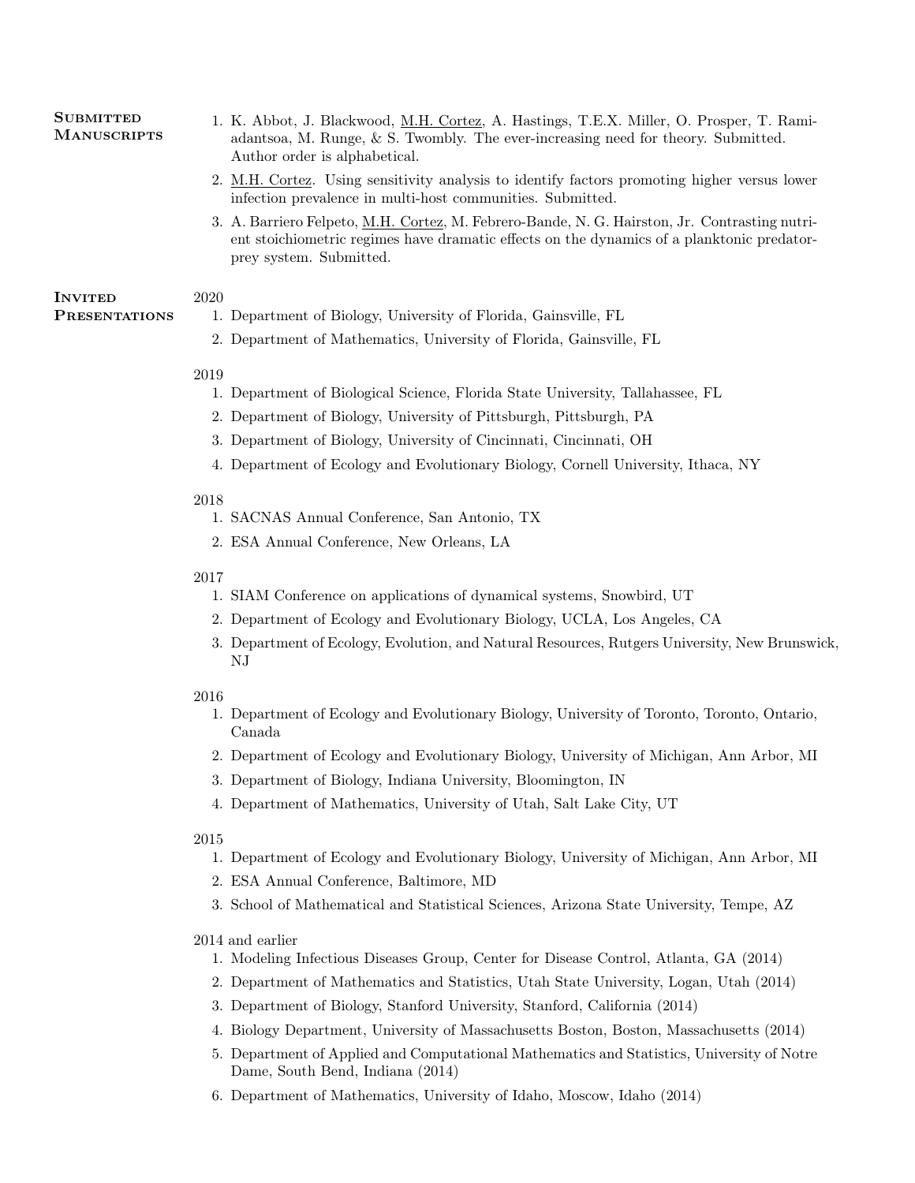## Submitted Manuscripts

1. K. Abbot, J. Blackwood, M.H. Cortez, A. Hastings, T.E.X. Miller, O. Prosper, T. Rami-adantsoa, M. Runge, & S. Twombly. The ever-increasing need for theory. Submitted. Author order is alphabetical.
2. M.H. Cortez. Using sensitivity analysis to identify factors promoting higher versus lower infection prevalence in multi-host communities. Submitted.
3. A. Barriero Felpeto, M.H. Cortez, M. Febrero-Bande, N. G. Hairston, Jr. Contrasting nutrient stoichiometric regimes have dramatic effects on the dynamics of a planktonic predator-prey system. Submitted.

## Invited Presentations

2020

1. Department of Biology, University of Florida, Gainsville, FL
2. Department of Mathematics, University of Florida, Gainsville, FL

2019

1. Department of Biological Science, Florida State University, Tallahassee, FL
2. Department of Biology, University of Pittsburgh, Pittsburgh, PA
3. Department of Biology, University of Cincinnati, Cincinnati, OH
4. Department of Ecology and Evolutionary Biology, Cornell University, Ithaca, NY

2018

1. SACNAS Annual Conference, San Antonio, TX
2. ESA Annual Conference, New Orleans, LA

2017

1. SIAM Conference on applications of dynamical systems, Snowbird, UT
2. Department of Ecology and Evolutionary Biology, UCLA, Los Angeles, CA
3. Department of Ecology, Evolution, and Natural Resources, Rutgers University, New Brunswick, NJ

2016

1. Department of Ecology and Evolutionary Biology, University of Toronto, Toronto, Ontario, Canada
2. Department of Ecology and Evolutionary Biology, University of Michigan, Ann Arbor, MI
3. Department of Biology, Indiana University, Bloomington, IN
4. Department of Mathematics, University of Utah, Salt Lake City, UT

2015

1. Department of Ecology and Evolutionary Biology, University of Michigan, Ann Arbor, MI
2. ESA Annual Conference, Baltimore, MD
3. School of Mathematical and Statistical Sciences, Arizona State University, Tempe, AZ

2014 and earlier

1. Modeling Infectious Diseases Group, Center for Disease Control, Atlanta, GA (2014)
2. Department of Mathematics and Statistics, Utah State University, Logan, Utah (2014)
3. Department of Biology, Stanford University, Stanford, California (2014)
4. Biology Department, University of Massachusetts Boston, Boston, Massachusetts (2014)
5. Department of Applied and Computational Mathematics and Statistics, University of Notre Dame, South Bend, Indiana (2014)
6. Department of Mathematics, University of Idaho, Moscow, Idaho (2014)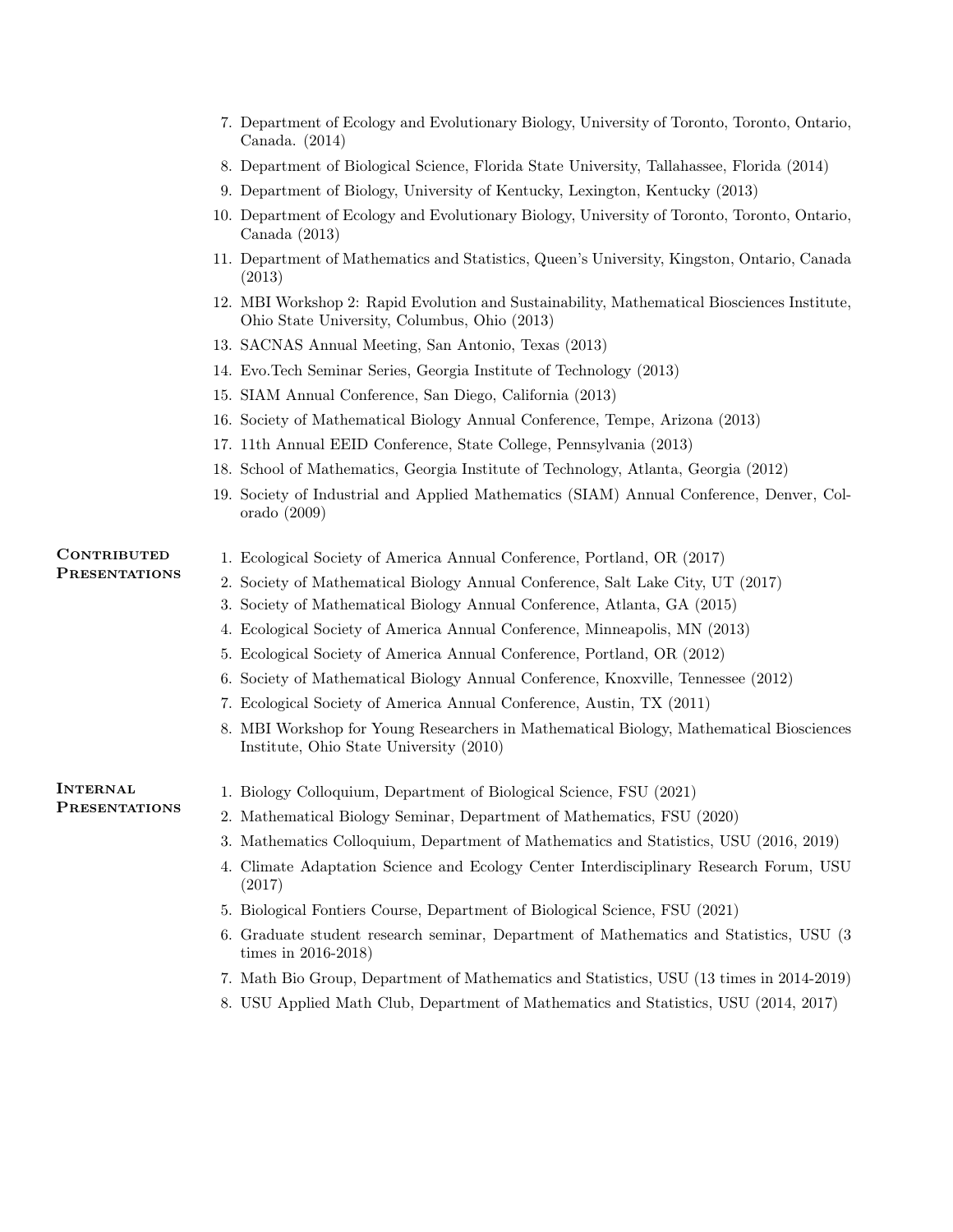7. Department of Ecology and Evolutionary Biology, University of Toronto, Toronto, Ontario, Canada. (2014)
8. Department of Biological Science, Florida State University, Tallahassee, Florida (2014)
9. Department of Biology, University of Kentucky, Lexington, Kentucky (2013)
10. Department of Ecology and Evolutionary Biology, University of Toronto, Toronto, Ontario, Canada (2013)
11. Department of Mathematics and Statistics, Queen's University, Kingston, Ontario, Canada (2013)
12. MBI Workshop 2: Rapid Evolution and Sustainability, Mathematical Biosciences Institute, Ohio State University, Columbus, Ohio (2013)
13. SACNAS Annual Meeting, San Antonio, Texas (2013)
14. Evo.Tech Seminar Series, Georgia Institute of Technology (2013)
15. SIAM Annual Conference, San Diego, California (2013)
16. Society of Mathematical Biology Annual Conference, Tempe, Arizona (2013)
17. 11th Annual EEID Conference, State College, Pennsylvania (2013)
18. School of Mathematics, Georgia Institute of Technology, Atlanta, Georgia (2012)
19. Society of Industrial and Applied Mathematics (SIAM) Annual Conference, Denver, Colorado (2009)

## Contributed Presentations

1. Ecological Society of America Annual Conference, Portland, OR (2017)
2. Society of Mathematical Biology Annual Conference, Salt Lake City, UT (2017)
3. Society of Mathematical Biology Annual Conference, Atlanta, GA (2015)
4. Ecological Society of America Annual Conference, Minneapolis, MN (2013)
5. Ecological Society of America Annual Conference, Portland, OR (2012)
6. Society of Mathematical Biology Annual Conference, Knoxville, Tennessee (2012)
7. Ecological Society of America Annual Conference, Austin, TX (2011)
8. MBI Workshop for Young Researchers in Mathematical Biology, Mathematical Biosciences Institute, Ohio State University (2010)

## Internal Presentations

1. Biology Colloquium, Department of Biological Science, FSU (2021)
2. Mathematical Biology Seminar, Department of Mathematics, FSU (2020)
3. Mathematics Colloquium, Department of Mathematics and Statistics, USU (2016, 2019)
4. Climate Adaptation Science and Ecology Center Interdisciplinary Research Forum, USU (2017)
5. Biological Fontiers Course, Department of Biological Science, FSU (2021)
6. Graduate student research seminar, Department of Mathematics and Statistics, USU (3 times in 2016-2018)
7. Math Bio Group, Department of Mathematics and Statistics, USU (13 times in 2014-2019)
8. USU Applied Math Club, Department of Mathematics and Statistics, USU (2014, 2017)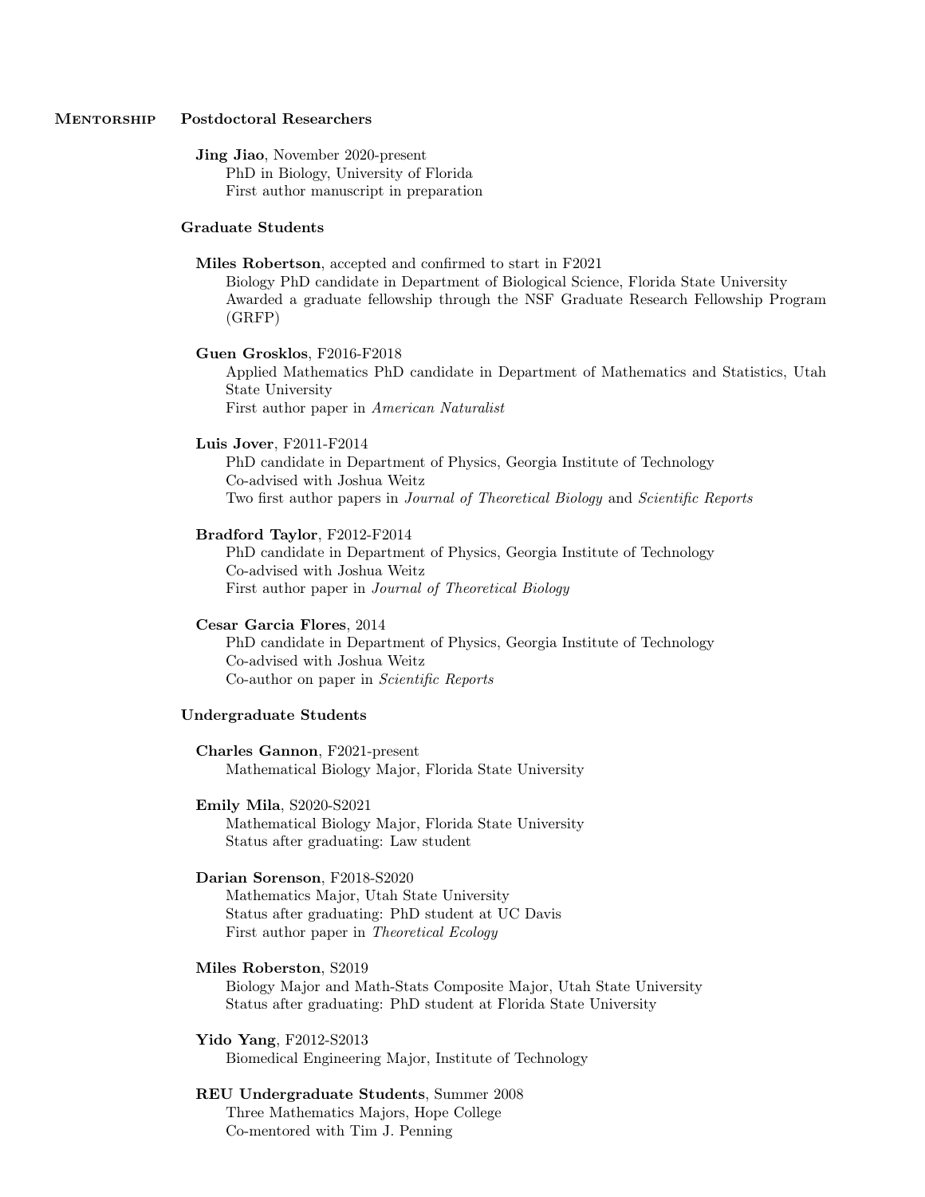## Mentorship

### Postdoctoral Researchers

**Jing Jiao**, November 2020-present
PhD in Biology, University of Florida
First author manuscript in preparation

### Graduate Students

**Miles Robertson**, accepted and confirmed to start in F2021
Biology PhD candidate in Department of Biological Science, Florida State University
Awarded a graduate fellowship through the NSF Graduate Research Fellowship Program (GRFP)

**Guen Grosklos**, F2016-F2018
Applied Mathematics PhD candidate in Department of Mathematics and Statistics, Utah State University
First author paper in *American Naturalist*

**Luis Jover**, F2011-F2014
PhD candidate in Department of Physics, Georgia Institute of Technology
Co-advised with Joshua Weitz
Two first author papers in *Journal of Theoretical Biology* and *Scientific Reports*

**Bradford Taylor**, F2012-F2014
PhD candidate in Department of Physics, Georgia Institute of Technology
Co-advised with Joshua Weitz
First author paper in *Journal of Theoretical Biology*

**Cesar Garcia Flores**, 2014
PhD candidate in Department of Physics, Georgia Institute of Technology
Co-advised with Joshua Weitz
Co-author on paper in *Scientific Reports*

### Undergraduate Students

**Charles Gannon**, F2021-present
Mathematical Biology Major, Florida State University

**Emily Mila**, S2020-S2021
Mathematical Biology Major, Florida State University
Status after graduating: Law student

**Darian Sorenson**, F2018-S2020
Mathematics Major, Utah State University
Status after graduating: PhD student at UC Davis
First author paper in *Theoretical Ecology*

**Miles Roberston**, S2019
Biology Major and Math-Stats Composite Major, Utah State University
Status after graduating: PhD student at Florida State University

**Yido Yang**, F2012-S2013
Biomedical Engineering Major, Institute of Technology

**REU Undergraduate Students**, Summer 2008
Three Mathematics Majors, Hope College
Co-mentored with Tim J. Penning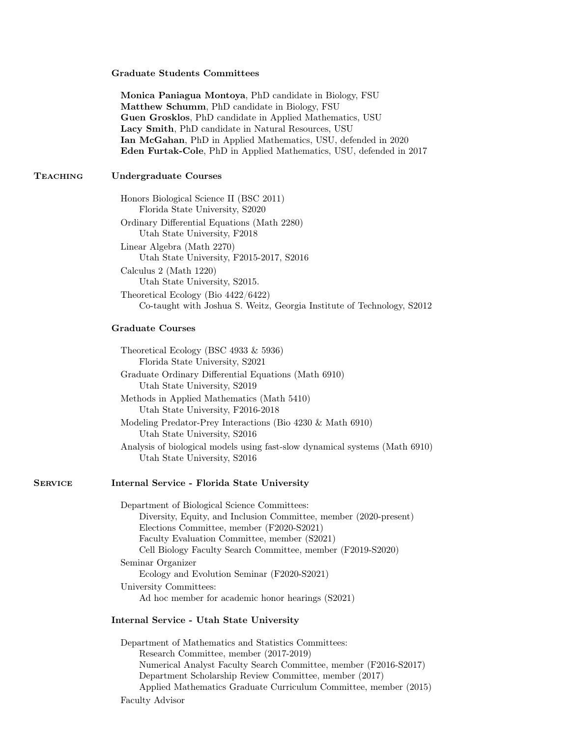### Graduate Students Committees

**Monica Paniagua Montoya**, PhD candidate in Biology, FSU
**Matthew Schumm**, PhD candidate in Biology, FSU
**Guen Grosklos**, PhD candidate in Applied Mathematics, USU
**Lacy Smith**, PhD candidate in Natural Resources, USU
**Ian McGahan**, PhD in Applied Mathematics, USU, defended in 2020
**Eden Furtak-Cole**, PhD in Applied Mathematics, USU, defended in 2017

## Teaching

### Undergraduate Courses

Honors Biological Science II (BSC 2011)
Florida State University, S2020

Ordinary Differential Equations (Math 2280)
Utah State University, F2018

Linear Algebra (Math 2270)
Utah State University, F2015-2017, S2016

Calculus 2 (Math 1220)
Utah State University, S2015.

Theoretical Ecology (Bio 4422/6422)
Co-taught with Joshua S. Weitz, Georgia Institute of Technology, S2012

### Graduate Courses

Theoretical Ecology (BSC 4933 & 5936)
Florida State University, S2021

Graduate Ordinary Differential Equations (Math 6910)
Utah State University, S2019

Methods in Applied Mathematics (Math 5410)
Utah State University, F2016-2018

Modeling Predator-Prey Interactions (Bio 4230 & Math 6910)
Utah State University, S2016

Analysis of biological models using fast-slow dynamical systems (Math 6910)
Utah State University, S2016

## Service

### Internal Service - Florida State University

Department of Biological Science Committees:
- Diversity, Equity, and Inclusion Committee, member (2020-present)
- Elections Committee, member (F2020-S2021)
- Faculty Evaluation Committee, member (S2021)
- Cell Biology Faculty Search Committee, member (F2019-S2020)

Seminar Organizer
- Ecology and Evolution Seminar (F2020-S2021)

University Committees:
- Ad hoc member for academic honor hearings (S2021)

### Internal Service - Utah State University

Department of Mathematics and Statistics Committees:
- Research Committee, member (2017-2019)
- Numerical Analyst Faculty Search Committee, member (F2016-S2017)
- Department Scholarship Review Committee, member (2017)
- Applied Mathematics Graduate Curriculum Committee, member (2015)

Faculty Advisor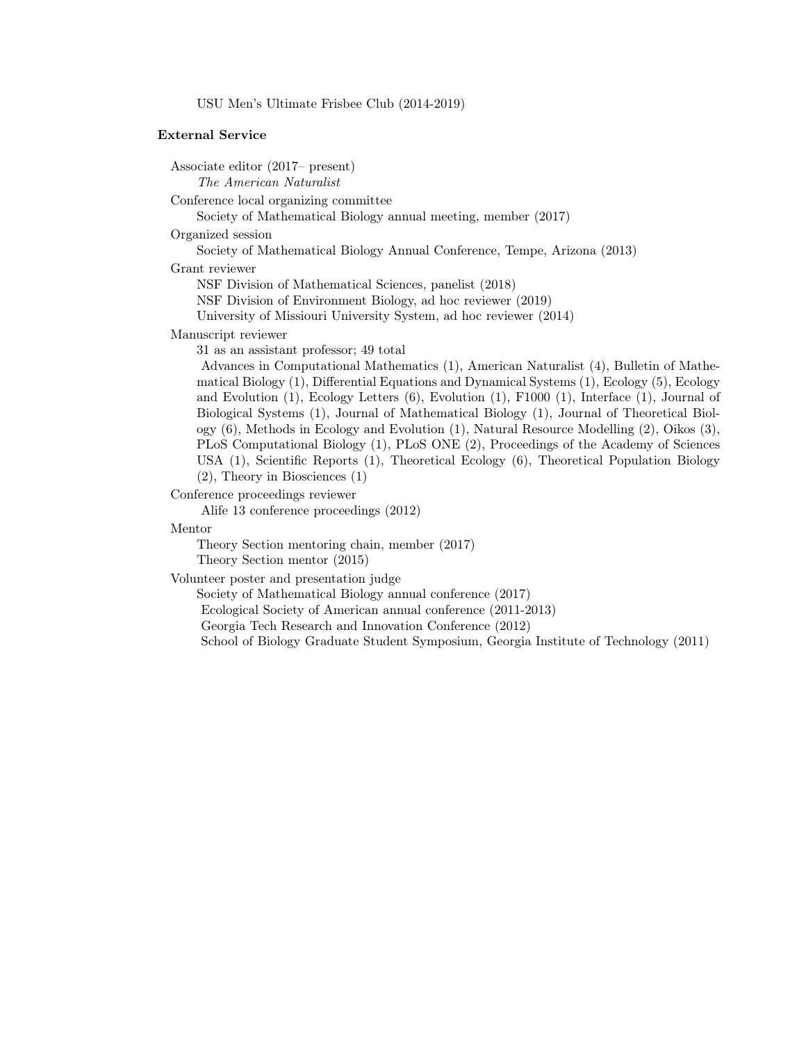USU Men's Ultimate Frisbee Club (2014-2019)

**External Service**

Associate editor (2017– present)
*The American Naturalist*

Conference local organizing committee
Society of Mathematical Biology annual meeting, member (2017)

Organized session
Society of Mathematical Biology Annual Conference, Tempe, Arizona (2013)

Grant reviewer
NSF Division of Mathematical Sciences, panelist (2018)
NSF Division of Environment Biology, ad hoc reviewer (2019)
University of Missiouri University System, ad hoc reviewer (2014)

Manuscript reviewer
31 as an assistant professor; 49 total
Advances in Computational Mathematics (1), American Naturalist (4), Bulletin of Mathematical Biology (1), Differential Equations and Dynamical Systems (1), Ecology (5), Ecology and Evolution (1), Ecology Letters (6), Evolution (1), F1000 (1), Interface (1), Journal of Biological Systems (1), Journal of Mathematical Biology (1), Journal of Theoretical Biology (6), Methods in Ecology and Evolution (1), Natural Resource Modelling (2), Oikos (3), PLoS Computational Biology (1), PLoS ONE (2), Proceedings of the Academy of Sciences USA (1), Scientific Reports (1), Theoretical Ecology (6), Theoretical Population Biology (2), Theory in Biosciences (1)

Conference proceedings reviewer
Alife 13 conference proceedings (2012)

Mentor
Theory Section mentoring chain, member (2017)
Theory Section mentor (2015)

Volunteer poster and presentation judge
Society of Mathematical Biology annual conference (2017)
Ecological Society of American annual conference (2011-2013)
Georgia Tech Research and Innovation Conference (2012)
School of Biology Graduate Student Symposium, Georgia Institute of Technology (2011)